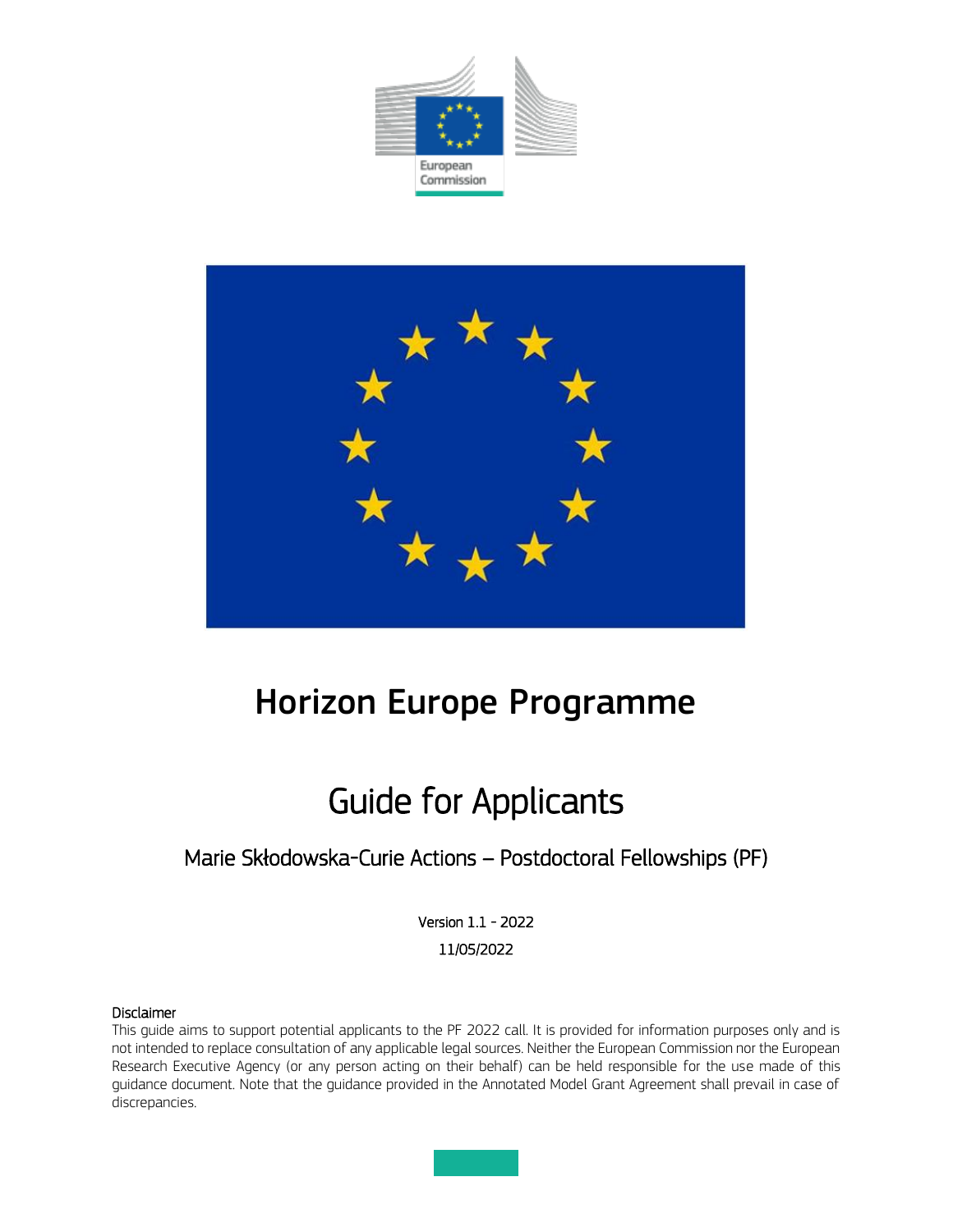European Commission

# Horizon Europe Programme

# Guide for Applicants

## Marie Skłodowska-Curie Actions – Postdoctoral Fellowships (PF)

Version 1.1 - 2022

11/05/2022

**Disclaimer**

This guide aims to support potential applicants to the PF 2022 call. It is provided for information purposes only and is not intended to replace consultation of any applicable legal sources. Neither the European Commission nor the European Research Executive Agency (or any person acting on their behalf) can be held responsible for the use made of this guidance document. Note that the guidance provided in the Annotated Model Grant Agreement shall prevail in case of discrepancies.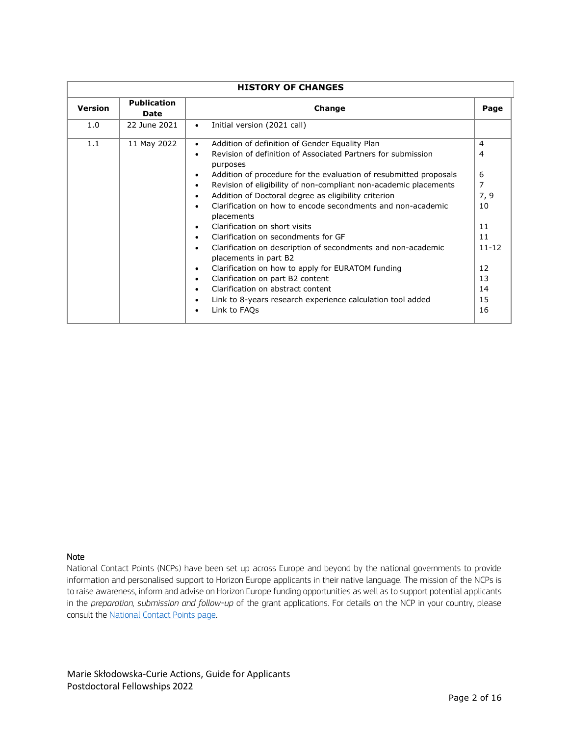| HISTORY OF CHANGES | | | |
|---|---|---|---|
| **Version** | **Publication Date** | **Change** | **Page** |
| 1.0 | 22 June 2021 | • Initial version (2021 call) | |
| 1.1 | 11 May 2022 | • Addition of definition of Gender Equality Plan<br>• Revision of definition of Associated Partners for submission purposes<br>• Addition of procedure for the evaluation of resubmitted proposals<br>• Revision of eligibility of non-compliant non-academic placements<br>• Addition of Doctoral degree as eligibility criterion<br>• Clarification on how to encode secondments and non-academic placements<br>• Clarification on short visits<br>• Clarification on secondments for GF<br>• Clarification on description of secondments and non-academic placements in part B2<br>• Clarification on how to apply for EURATOM funding<br>• Clarification on part B2 content<br>• Clarification on abstract content<br>• Link to 8-years research experience calculation tool added<br>• Link to FAQs | 4<br>4<br><br>6<br>7<br>7, 9<br>10<br><br>11<br>11<br>11-12<br><br>12<br>13<br>14<br>15<br>16 |

**Note**

National Contact Points (NCPs) have been set up across Europe and beyond by the national governments to provide information and personalised support to Horizon Europe applicants in their native language. The mission of the NCPs is to raise awareness, inform and advise on Horizon Europe funding opportunities as well as to support potential applicants in the *preparation, submission and follow-up* of the grant applications. For details on the NCP in your country, please consult the National Contact Points page.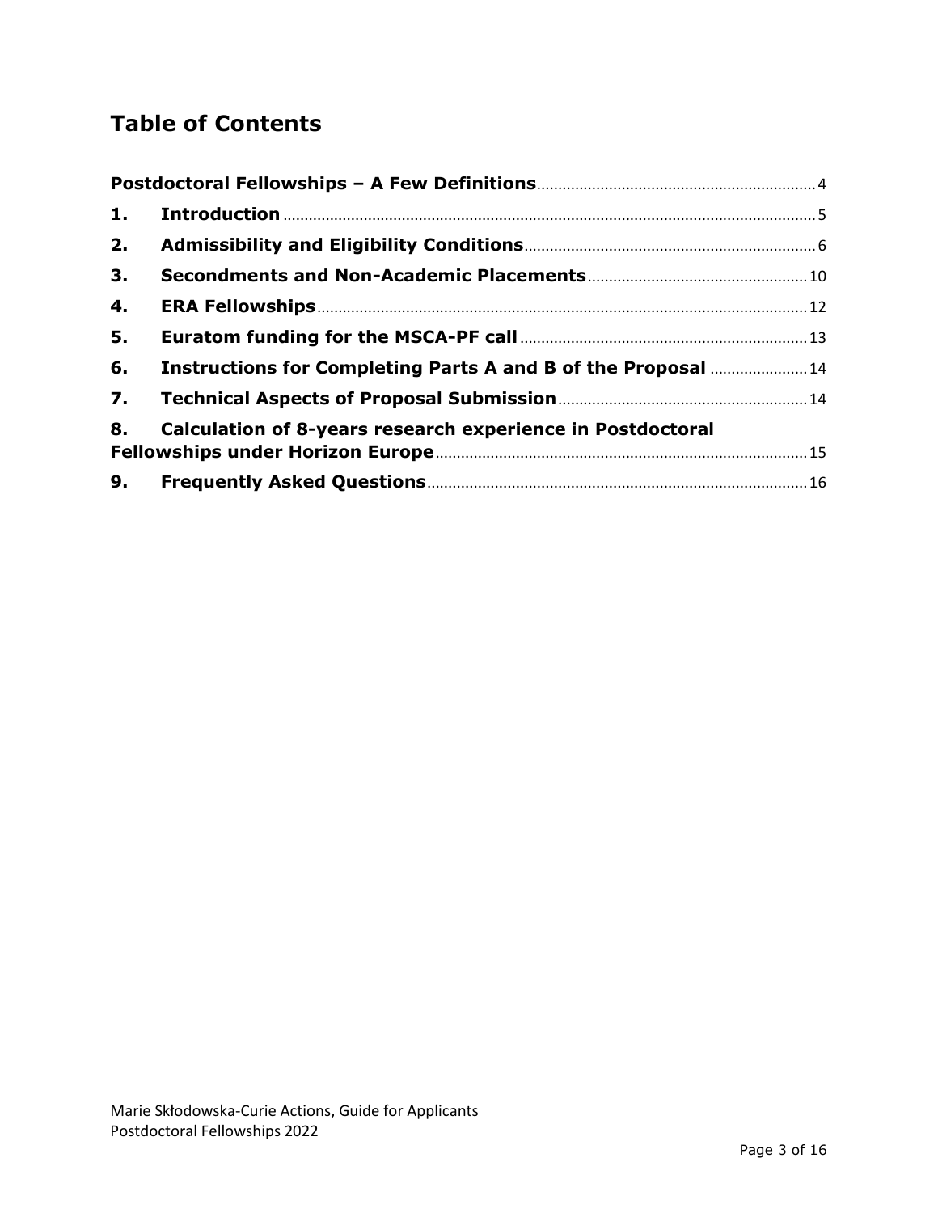# Table of Contents

**Postdoctoral Fellowships – A Few Definitions** .......... 4

**1. Introduction** .......... 5

**2. Admissibility and Eligibility Conditions** .......... 6

**3. Secondments and Non-Academic Placements** .......... 10

**4. ERA Fellowships** .......... 12

**5. Euratom funding for the MSCA-PF call** .......... 13

**6. Instructions for Completing Parts A and B of the Proposal** .......... 14

**7. Technical Aspects of Proposal Submission** .......... 14

**8. Calculation of 8-years research experience in Postdoctoral Fellowships under Horizon Europe** .......... 15

**9. Frequently Asked Questions** .......... 16

Marie Skłodowska-Curie Actions, Guide for Applicants
Postdoctoral Fellowships 2022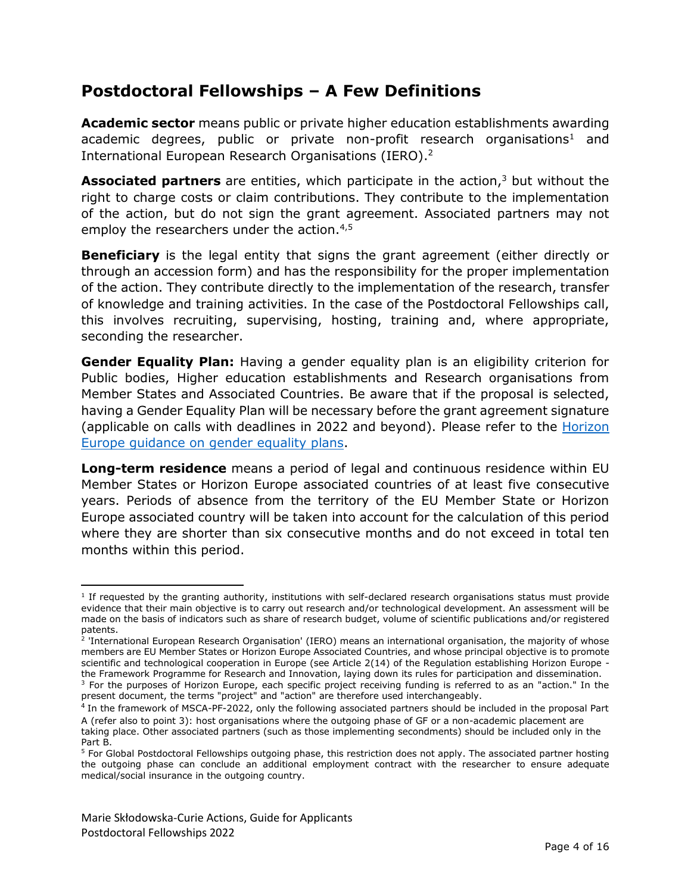## Postdoctoral Fellowships – A Few Definitions

**Academic sector** means public or private higher education establishments awarding academic degrees, public or private non-profit research organisations[1] and International European Research Organisations (IERO).[2]

**Associated partners** are entities, which participate in the action,[3] but without the right to charge costs or claim contributions. They contribute to the implementation of the action, but do not sign the grant agreement. Associated partners may not employ the researchers under the action.[4,5]

**Beneficiary** is the legal entity that signs the grant agreement (either directly or through an accession form) and has the responsibility for the proper implementation of the action. They contribute directly to the implementation of the research, transfer of knowledge and training activities. In the case of the Postdoctoral Fellowships call, this involves recruiting, supervising, hosting, training and, where appropriate, seconding the researcher.

**Gender Equality Plan:** Having a gender equality plan is an eligibility criterion for Public bodies, Higher education establishments and Research organisations from Member States and Associated Countries. Be aware that if the proposal is selected, having a Gender Equality Plan will be necessary before the grant agreement signature (applicable on calls with deadlines in 2022 and beyond). Please refer to the [Horizon Europe guidance on gender equality plans](#).

**Long-term residence** means a period of legal and continuous residence within EU Member States or Horizon Europe associated countries of at least five consecutive years. Periods of absence from the territory of the EU Member State or Horizon Europe associated country will be taken into account for the calculation of this period where they are shorter than six consecutive months and do not exceed in total ten months within this period.

---

[1] If requested by the granting authority, institutions with self-declared research organisations status must provide evidence that their main objective is to carry out research and/or technological development. An assessment will be made on the basis of indicators such as share of research budget, volume of scientific publications and/or registered patents.

[2] 'International European Research Organisation' (IERO) means an international organisation, the majority of whose members are EU Member States or Horizon Europe Associated Countries, and whose principal objective is to promote scientific and technological cooperation in Europe (see Article 2(14) of the Regulation establishing Horizon Europe - the Framework Programme for Research and Innovation, laying down its rules for participation and dissemination.

[3] For the purposes of Horizon Europe, each specific project receiving funding is referred to as an "action." In the present document, the terms "project" and "action" are therefore used interchangeably.

[4] In the framework of MSCA-PF-2022, only the following associated partners should be included in the proposal Part A (refer also to point 3): host organisations where the outgoing phase of GF or a non-academic placement are taking place. Other associated partners (such as those implementing secondments) should be included only in the Part B.

[5] For Global Postdoctoral Fellowships outgoing phase, this restriction does not apply. The associated partner hosting the outgoing phase can conclude an additional employment contract with the researcher to ensure adequate medical/social insurance in the outgoing country.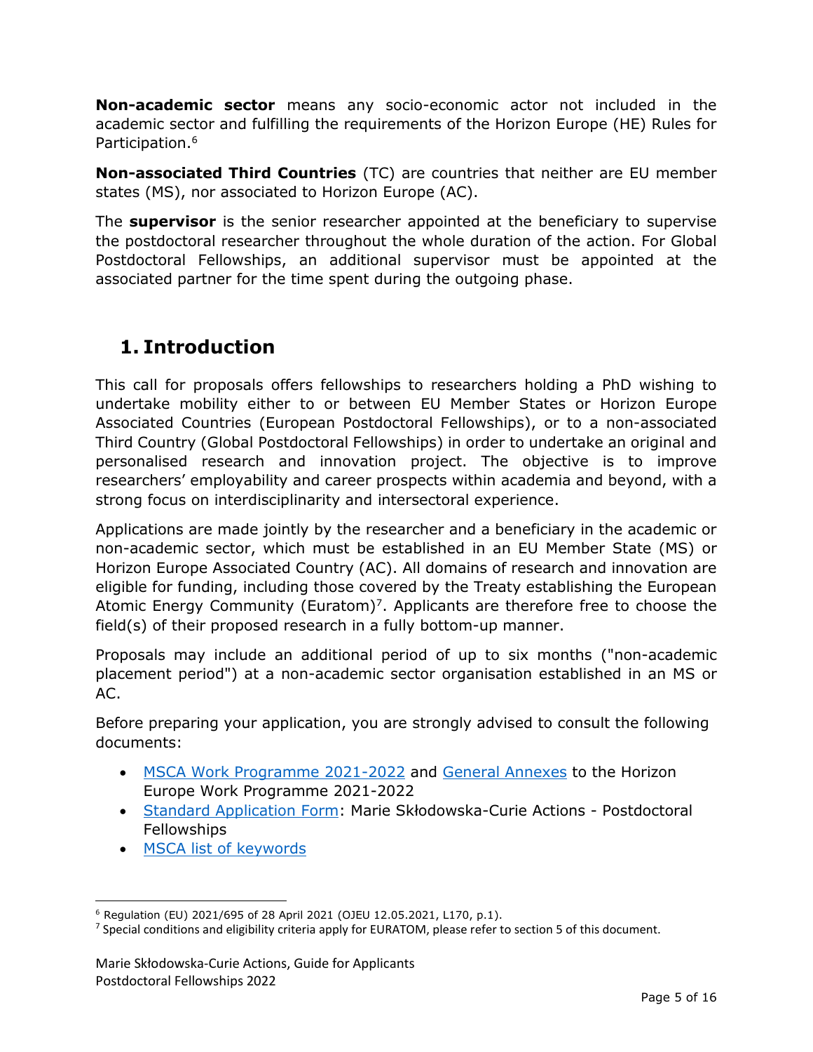**Non-academic sector** means any socio-economic actor not included in the academic sector and fulfilling the requirements of the Horizon Europe (HE) Rules for Participation.[6]

**Non-associated Third Countries** (TC) are countries that neither are EU member states (MS), nor associated to Horizon Europe (AC).

The **supervisor** is the senior researcher appointed at the beneficiary to supervise the postdoctoral researcher throughout the whole duration of the action. For Global Postdoctoral Fellowships, an additional supervisor must be appointed at the associated partner for the time spent during the outgoing phase.

# 1. Introduction

This call for proposals offers fellowships to researchers holding a PhD wishing to undertake mobility either to or between EU Member States or Horizon Europe Associated Countries (European Postdoctoral Fellowships), or to a non-associated Third Country (Global Postdoctoral Fellowships) in order to undertake an original and personalised research and innovation project. The objective is to improve researchers' employability and career prospects within academia and beyond, with a strong focus on interdisciplinarity and intersectoral experience.

Applications are made jointly by the researcher and a beneficiary in the academic or non-academic sector, which must be established in an EU Member State (MS) or Horizon Europe Associated Country (AC). All domains of research and innovation are eligible for funding, including those covered by the Treaty establishing the European Atomic Energy Community (Euratom)[7]. Applicants are therefore free to choose the field(s) of their proposed research in a fully bottom-up manner.

Proposals may include an additional period of up to six months ("non-academic placement period") at a non-academic sector organisation established in an MS or AC.

Before preparing your application, you are strongly advised to consult the following documents:

- MSCA Work Programme 2021-2022 and General Annexes to the Horizon Europe Work Programme 2021-2022
- Standard Application Form: Marie Skłodowska-Curie Actions - Postdoctoral Fellowships
- MSCA list of keywords

[6] Regulation (EU) 2021/695 of 28 April 2021 (OJEU 12.05.2021, L170, p.1).

[7] Special conditions and eligibility criteria apply for EURATOM, please refer to section 5 of this document.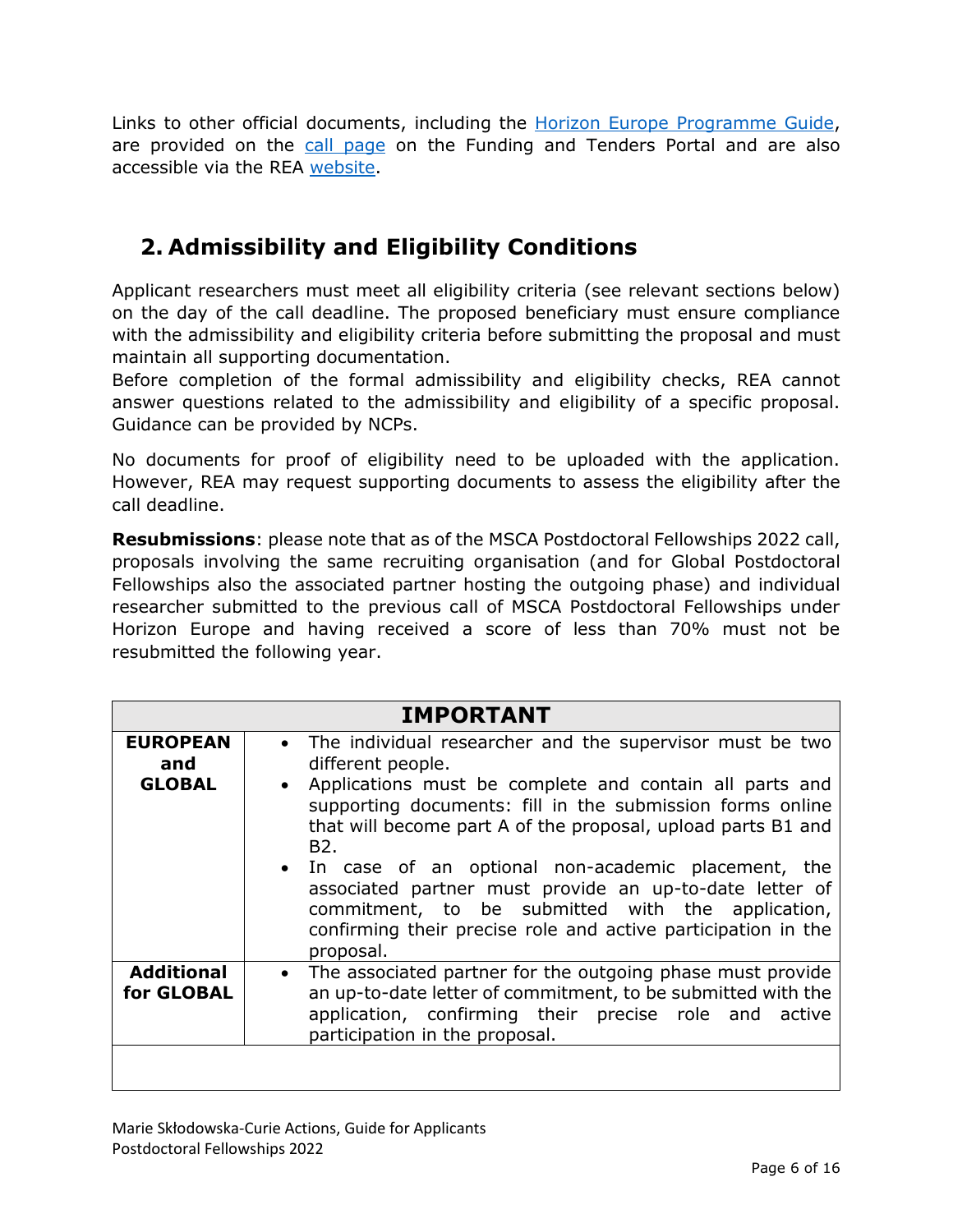Links to other official documents, including the [Horizon Europe Programme Guide](), are provided on the [call page]() on the Funding and Tenders Portal and are also accessible via the REA [website]().

## 2. Admissibility and Eligibility Conditions

Applicant researchers must meet all eligibility criteria (see relevant sections below) on the day of the call deadline. The proposed beneficiary must ensure compliance with the admissibility and eligibility criteria before submitting the proposal and must maintain all supporting documentation.
Before completion of the formal admissibility and eligibility checks, REA cannot answer questions related to the admissibility and eligibility of a specific proposal. Guidance can be provided by NCPs.

No documents for proof of eligibility need to be uploaded with the application. However, REA may request supporting documents to assess the eligibility after the call deadline.

**Resubmissions**: please note that as of the MSCA Postdoctoral Fellowships 2022 call, proposals involving the same recruiting organisation (and for Global Postdoctoral Fellowships also the associated partner hosting the outgoing phase) and individual researcher submitted to the previous call of MSCA Postdoctoral Fellowships under Horizon Europe and having received a score of less than 70% must not be resubmitted the following year.

| **IMPORTANT** | |
|---|---|
| **EUROPEAN and GLOBAL** | • The individual researcher and the supervisor must be two different people.<br>• Applications must be complete and contain all parts and supporting documents: fill in the submission forms online that will become part A of the proposal, upload parts B1 and B2.<br>• In case of an optional non-academic placement, the associated partner must provide an up-to-date letter of commitment, to be submitted with the application, confirming their precise role and active participation in the proposal. |
| **Additional for GLOBAL** | • The associated partner for the outgoing phase must provide an up-to-date letter of commitment, to be submitted with the application, confirming their precise role and active participation in the proposal. |
| | |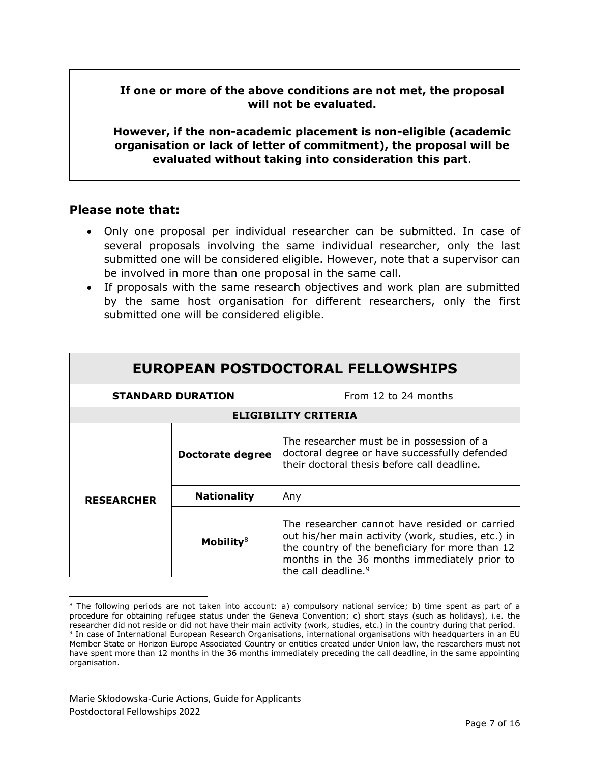**If one or more of the above conditions are not met, the proposal will not be evaluated.**

**However, if the non-academic placement is non-eligible (academic organisation or lack of letter of commitment), the proposal will be evaluated without taking into consideration this part**.

### Please note that:

- Only one proposal per individual researcher can be submitted. In case of several proposals involving the same individual researcher, only the last submitted one will be considered eligible. However, note that a supervisor can be involved in more than one proposal in the same call.
- If proposals with the same research objectives and work plan are submitted by the same host organisation for different researchers, only the first submitted one will be considered eligible.

| EUROPEAN POSTDOCTORAL FELLOWSHIPS | | |
|---|---|---|
| **STANDARD DURATION** | | From 12 to 24 months |
| **ELIGIBILITY CRITERIA** | | |
| **RESEARCHER** | **Doctorate degree** | The researcher must be in possession of a doctoral degree or have successfully defended their doctoral thesis before call deadline. |
| | **Nationality** | Any |
| | **Mobility**[8] | The researcher cannot have resided or carried out his/her main activity (work, studies, etc.) in the country of the beneficiary for more than 12 months in the 36 months immediately prior to the call deadline.[9] |

[8] The following periods are not taken into account: a) compulsory national service; b) time spent as part of a procedure for obtaining refugee status under the Geneva Convention; c) short stays (such as holidays), i.e. the researcher did not reside or did not have their main activity (work, studies, etc.) in the country during that period.

[9] In case of International European Research Organisations, international organisations with headquarters in an EU Member State or Horizon Europe Associated Country or entities created under Union law, the researchers must not have spent more than 12 months in the 36 months immediately preceding the call deadline, in the same appointing organisation.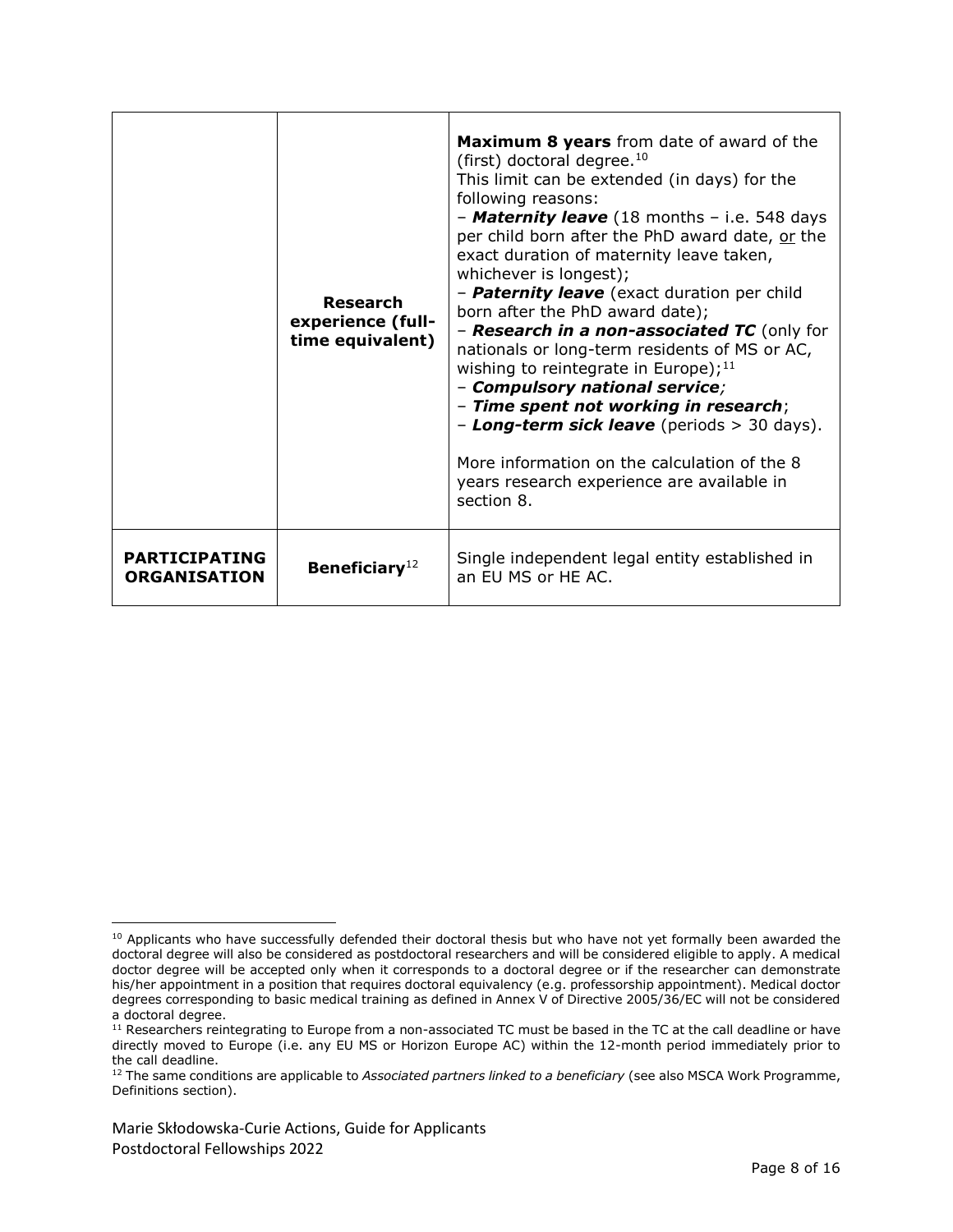| | | |
|---|---|---|
| | **Research experience (full-time equivalent)** | **Maximum 8 years** from date of award of the (first) doctoral degree.[10]<br>This limit can be extended (in days) for the following reasons:<br>– ***Maternity leave*** (18 months – i.e. 548 days per child born after the PhD award date, <u>or</u> the exact duration of maternity leave taken, whichever is longest);<br>– ***Paternity leave*** (exact duration per child born after the PhD award date);<br>– ***Research in a non-associated TC*** (only for nationals or long-term residents of MS or AC, wishing to reintegrate in Europe);[11]<br>– ***Compulsory national service****;*<br>– ***Time spent not working in research***;<br>– ***Long-term sick leave*** (periods > 30 days).<br><br>More information on the calculation of the 8 years research experience are available in section 8. |
| **PARTICIPATING ORGANISATION** | **Beneficiary**[12] | Single independent legal entity established in an EU MS or HE AC. |

[10] Applicants who have successfully defended their doctoral thesis but who have not yet formally been awarded the doctoral degree will also be considered as postdoctoral researchers and will be considered eligible to apply. A medical doctor degree will be accepted only when it corresponds to a doctoral degree or if the researcher can demonstrate his/her appointment in a position that requires doctoral equivalency (e.g. professorship appointment). Medical doctor degrees corresponding to basic medical training as defined in Annex V of Directive 2005/36/EC will not be considered a doctoral degree.

[11] Researchers reintegrating to Europe from a non-associated TC must be based in the TC at the call deadline or have directly moved to Europe (i.e. any EU MS or Horizon Europe AC) within the 12-month period immediately prior to the call deadline.

[12] The same conditions are applicable to *Associated partners linked to a beneficiary* (see also MSCA Work Programme, Definitions section).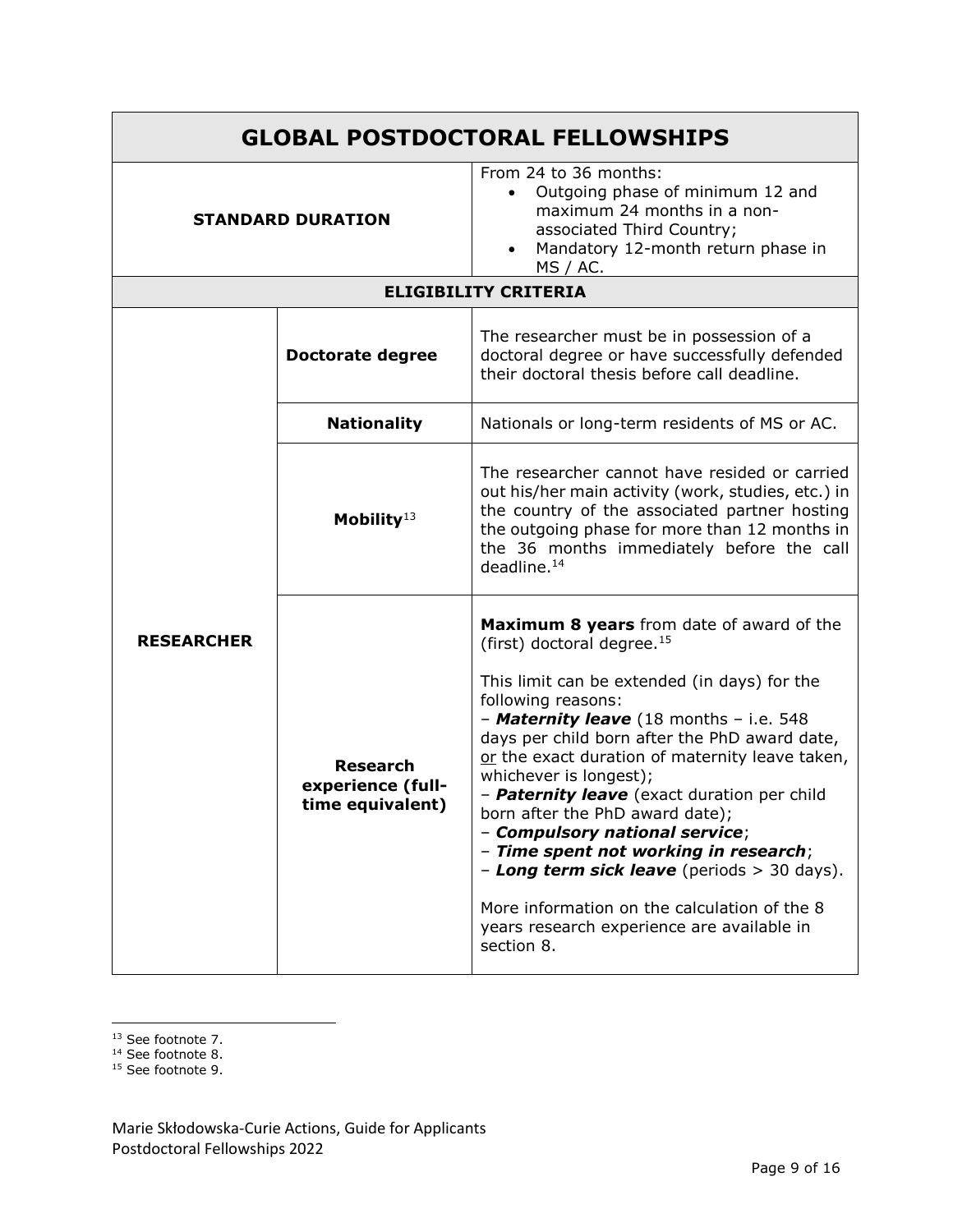| GLOBAL POSTDOCTORAL FELLOWSHIPS | | |
|---|---|---|
| **STANDARD DURATION** | | From 24 to 36 months:<br>• Outgoing phase of minimum 12 and maximum 24 months in a non-associated Third Country;<br>• Mandatory 12-month return phase in MS / AC. |
| **ELIGIBILITY CRITERIA** | | |
| **RESEARCHER** | **Doctorate degree** | The researcher must be in possession of a doctoral degree or have successfully defended their doctoral thesis before call deadline. |
| | **Nationality** | Nationals or long-term residents of MS or AC. |
| | **Mobility**[13] | The researcher cannot have resided or carried out his/her main activity (work, studies, etc.) in the country of the associated partner hosting the outgoing phase for more than 12 months in the 36 months immediately before the call deadline.[14] |
| | **Research experience (full-time equivalent)** | **Maximum 8 years** from date of award of the (first) doctoral degree.[15]<br><br>This limit can be extended (in days) for the following reasons:<br>– ***Maternity leave*** (18 months – i.e. 548 days per child born after the PhD award date, or the exact duration of maternity leave taken, whichever is longest);<br>– ***Paternity leave*** (exact duration per child born after the PhD award date);<br>– ***Compulsory national service***;<br>– ***Time spent not working in research***;<br>– ***Long term sick leave*** (periods > 30 days).<br><br>More information on the calculation of the 8 years research experience are available in section 8. |

[13] See footnote 7.
[14] See footnote 8.
[15] See footnote 9.

Marie Skłodowska-Curie Actions, Guide for Applicants
Postdoctoral Fellowships 2022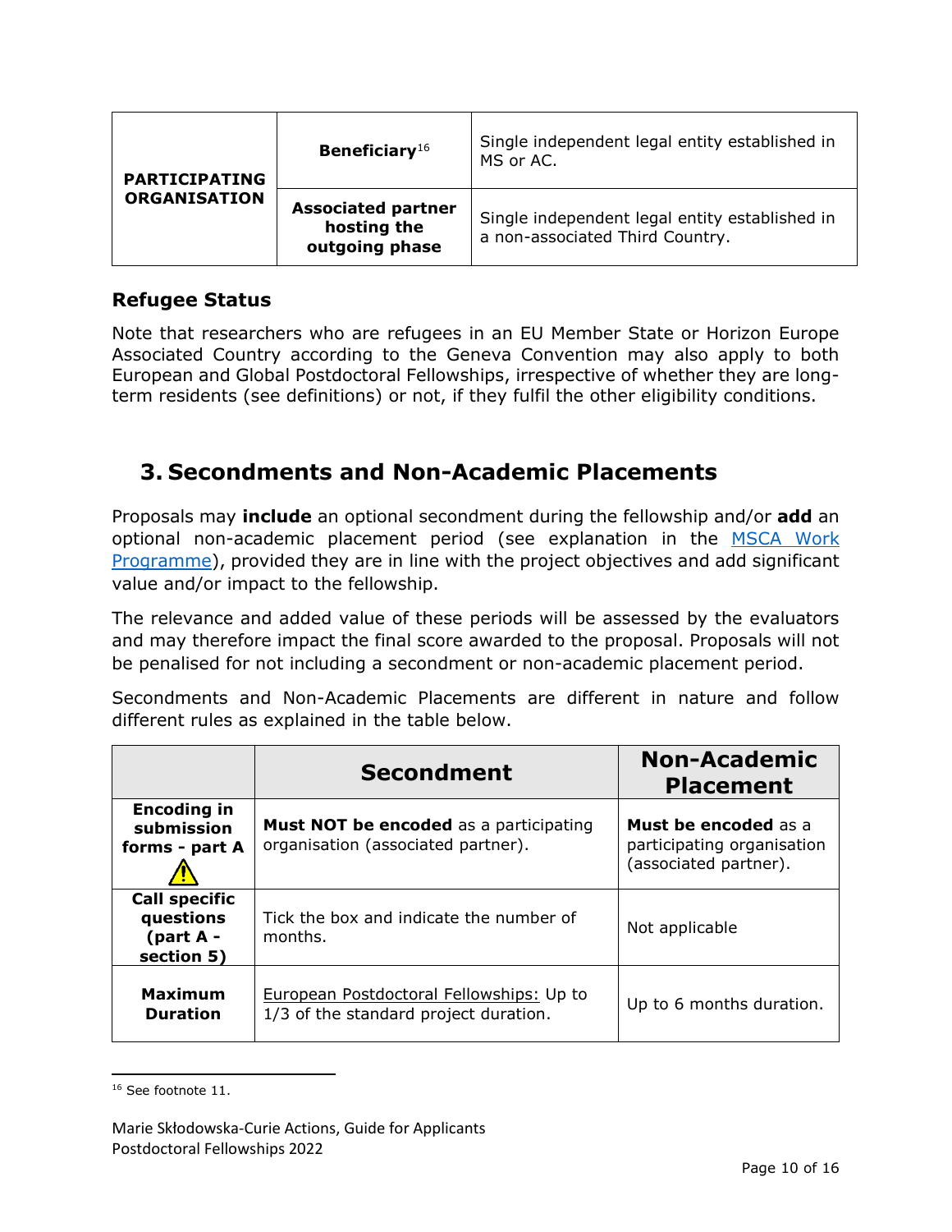| PARTICIPATING ORGANISATION | **Beneficiary**[16] | Single independent legal entity established in MS or AC. |
|---|---|---|
| | **Associated partner hosting the outgoing phase** | Single independent legal entity established in a non-associated Third Country. |

### Refugee Status

Note that researchers who are refugees in an EU Member State or Horizon Europe Associated Country according to the Geneva Convention may also apply to both European and Global Postdoctoral Fellowships, irrespective of whether they are long-term residents (see definitions) or not, if they fulfil the other eligibility conditions.

## 3. Secondments and Non-Academic Placements

Proposals may **include** an optional secondment during the fellowship and/or **add** an optional non-academic placement period (see explanation in the MSCA Work Programme), provided they are in line with the project objectives and add significant value and/or impact to the fellowship.

The relevance and added value of these periods will be assessed by the evaluators and may therefore impact the final score awarded to the proposal. Proposals will not be penalised for not including a secondment or non-academic placement period.

Secondments and Non-Academic Placements are different in nature and follow different rules as explained in the table below.

| | **Secondment** | **Non-Academic Placement** |
|---|---|---|
| **Encoding in submission forms - part A** ⚠ | **Must NOT be encoded** as a participating organisation (associated partner). | **Must be encoded** as a participating organisation (associated partner). |
| **Call specific questions (part A - section 5)** | Tick the box and indicate the number of months. | Not applicable |
| **Maximum Duration** | European Postdoctoral Fellowships: Up to 1/3 of the standard project duration. | Up to 6 months duration. |

[16] See footnote 11.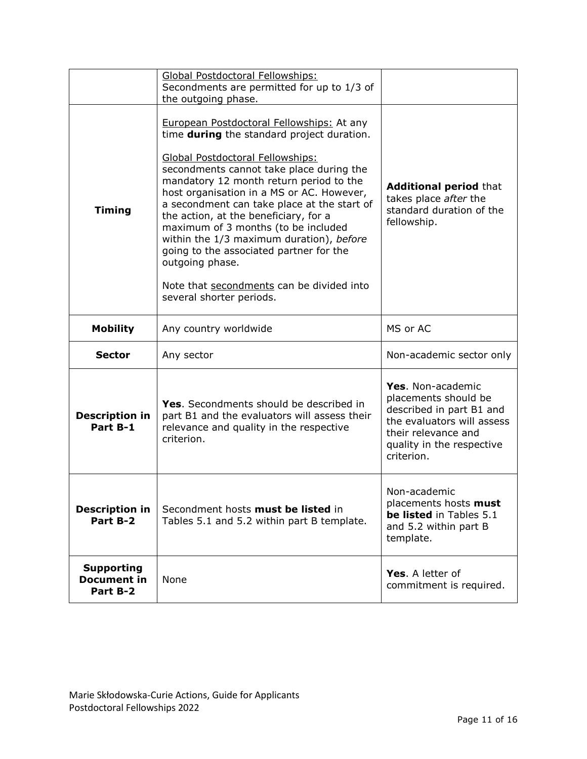| | | |
|---|---|---|
| | <u>Global Postdoctoral Fellowships:</u> Secondments are permitted for up to 1/3 of the outgoing phase. | |
| **Timing** | <u>European Postdoctoral Fellowships:</u> At any time **during** the standard project duration.<br><br><u>Global Postdoctoral Fellowships:</u> secondments cannot take place during the mandatory 12 month return period to the host organisation in a MS or AC. However, a secondment can take place at the start of the action, at the beneficiary, for a maximum of 3 months (to be included within the 1/3 maximum duration), *before* going to the associated partner for the outgoing phase.<br><br>Note that <u>secondments</u> can be divided into several shorter periods. | **Additional period** that takes place *after* the standard duration of the fellowship. |
| **Mobility** | Any country worldwide | MS or AC |
| **Sector** | Any sector | Non-academic sector only |
| **Description in Part B-1** | **Yes**. Secondments should be described in part B1 and the evaluators will assess their relevance and quality in the respective criterion. | **Yes**. Non-academic placements should be described in part B1 and the evaluators will assess their relevance and quality in the respective criterion. |
| **Description in Part B-2** | Secondment hosts **must be listed** in Tables 5.1 and 5.2 within part B template. | Non-academic placements hosts **must be listed** in Tables 5.1 and 5.2 within part B template. |
| **Supporting Document in Part B-2** | None | **Yes**. A letter of commitment is required. |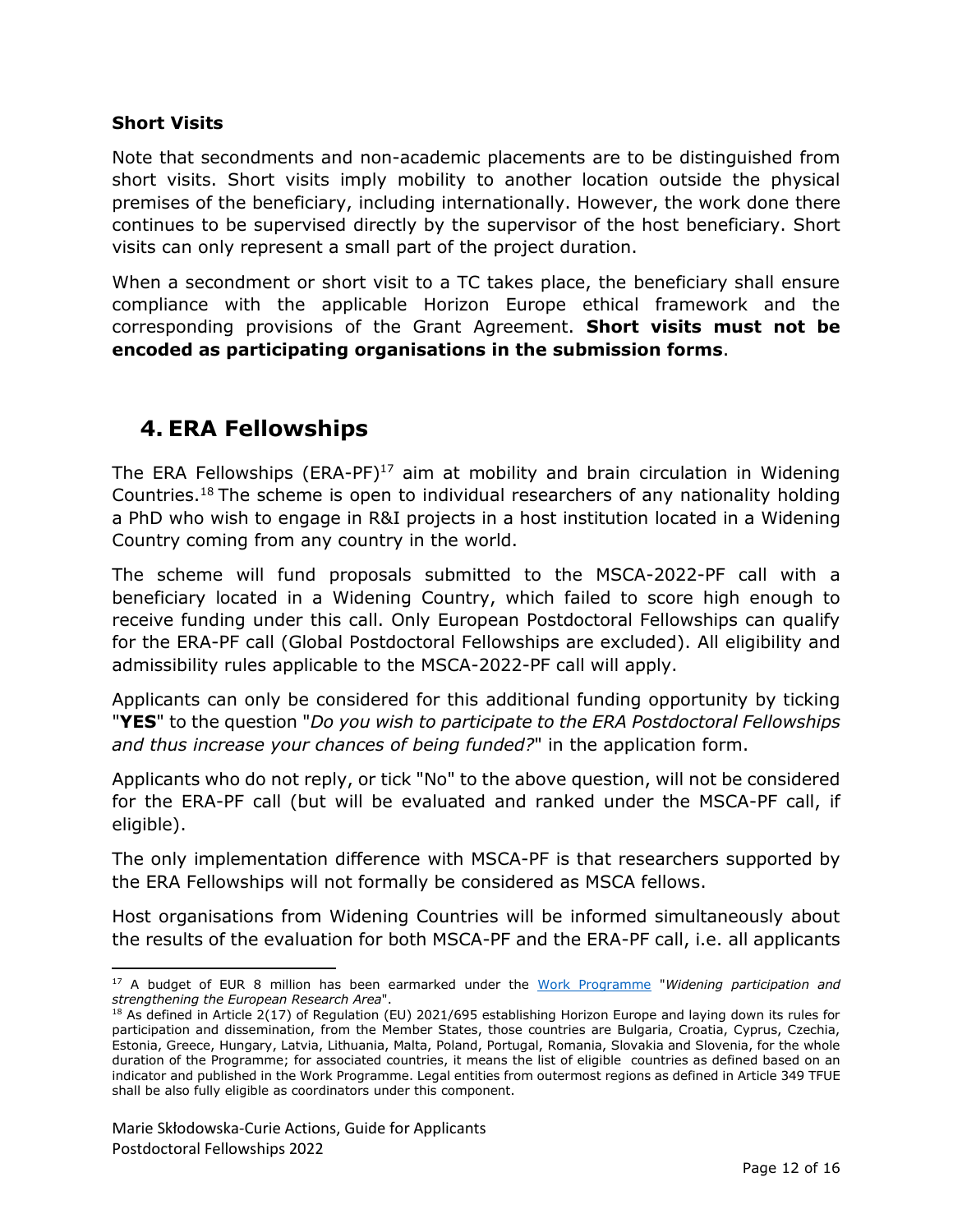### Short Visits

Note that secondments and non-academic placements are to be distinguished from short visits. Short visits imply mobility to another location outside the physical premises of the beneficiary, including internationally. However, the work done there continues to be supervised directly by the supervisor of the host beneficiary. Short visits can only represent a small part of the project duration.

When a secondment or short visit to a TC takes place, the beneficiary shall ensure compliance with the applicable Horizon Europe ethical framework and the corresponding provisions of the Grant Agreement. **Short visits must not be encoded as participating organisations in the submission forms**.

## 4. ERA Fellowships

The ERA Fellowships (ERA-PF)[17] aim at mobility and brain circulation in Widening Countries.[18] The scheme is open to individual researchers of any nationality holding a PhD who wish to engage in R&I projects in a host institution located in a Widening Country coming from any country in the world.

The scheme will fund proposals submitted to the MSCA-2022-PF call with a beneficiary located in a Widening Country, which failed to score high enough to receive funding under this call. Only European Postdoctoral Fellowships can qualify for the ERA-PF call (Global Postdoctoral Fellowships are excluded). All eligibility and admissibility rules applicable to the MSCA-2022-PF call will apply.

Applicants can only be considered for this additional funding opportunity by ticking "**YES**" to the question "*Do you wish to participate to the ERA Postdoctoral Fellowships and thus increase your chances of being funded?*" in the application form.

Applicants who do not reply, or tick "No" to the above question, will not be considered for the ERA-PF call (but will be evaluated and ranked under the MSCA-PF call, if eligible).

The only implementation difference with MSCA-PF is that researchers supported by the ERA Fellowships will not formally be considered as MSCA fellows.

Host organisations from Widening Countries will be informed simultaneously about the results of the evaluation for both MSCA-PF and the ERA-PF call, i.e. all applicants

---

[17] A budget of EUR 8 million has been earmarked under the Work Programme "*Widening participation and strengthening the European Research Area*".

[18] As defined in Article 2(17) of Regulation (EU) 2021/695 establishing Horizon Europe and laying down its rules for participation and dissemination, from the Member States, those countries are Bulgaria, Croatia, Cyprus, Czechia, Estonia, Greece, Hungary, Latvia, Lithuania, Malta, Poland, Portugal, Romania, Slovakia and Slovenia, for the whole duration of the Programme; for associated countries, it means the list of eligible countries as defined based on an indicator and published in the Work Programme. Legal entities from outermost regions as defined in Article 349 TFUE shall be also fully eligible as coordinators under this component.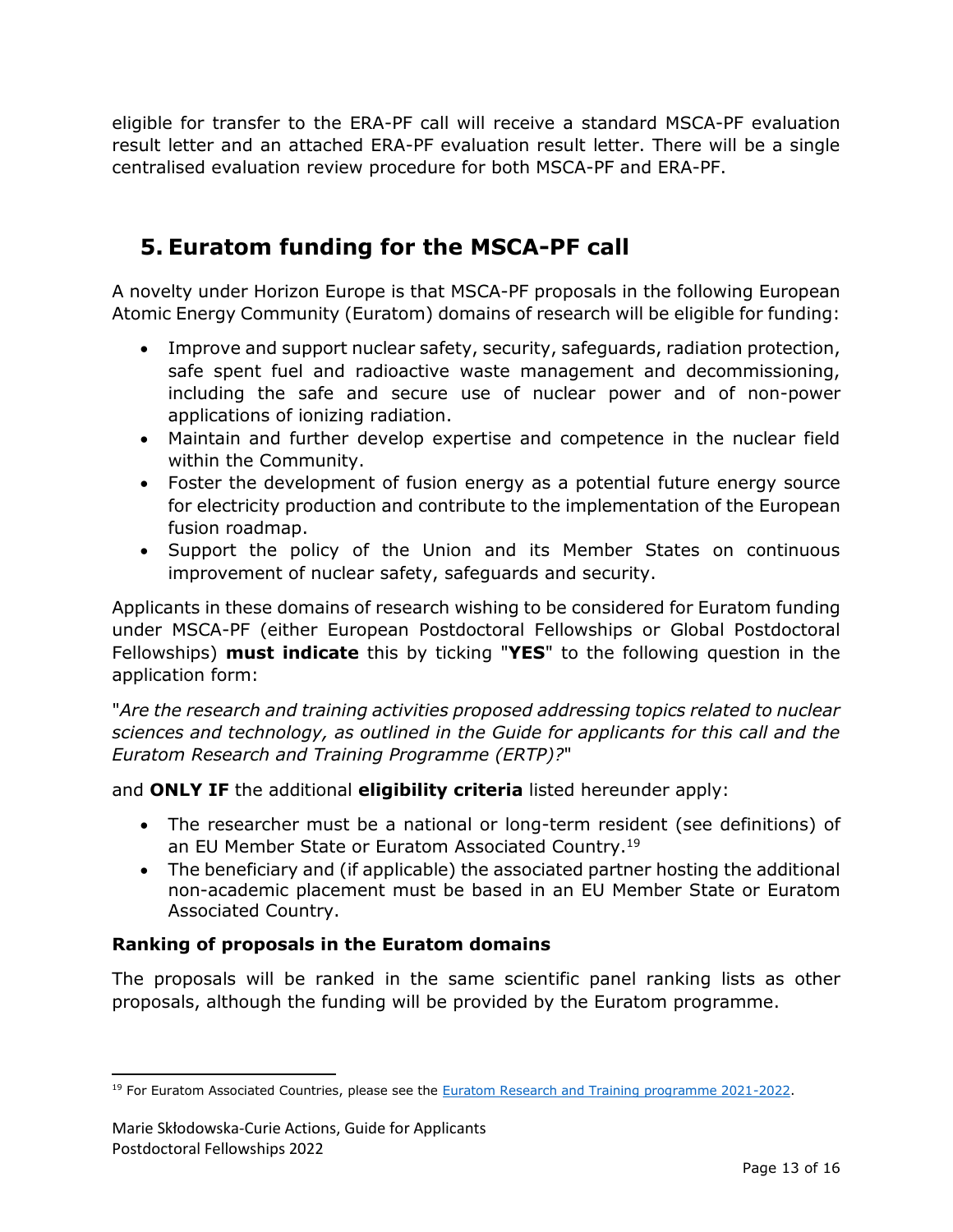eligible for transfer to the ERA-PF call will receive a standard MSCA-PF evaluation result letter and an attached ERA-PF evaluation result letter. There will be a single centralised evaluation review procedure for both MSCA-PF and ERA-PF.

## 5. Euratom funding for the MSCA-PF call

A novelty under Horizon Europe is that MSCA-PF proposals in the following European Atomic Energy Community (Euratom) domains of research will be eligible for funding:

- Improve and support nuclear safety, security, safeguards, radiation protection, safe spent fuel and radioactive waste management and decommissioning, including the safe and secure use of nuclear power and of non-power applications of ionizing radiation.
- Maintain and further develop expertise and competence in the nuclear field within the Community.
- Foster the development of fusion energy as a potential future energy source for electricity production and contribute to the implementation of the European fusion roadmap.
- Support the policy of the Union and its Member States on continuous improvement of nuclear safety, safeguards and security.

Applicants in these domains of research wishing to be considered for Euratom funding under MSCA-PF (either European Postdoctoral Fellowships or Global Postdoctoral Fellowships) **must indicate** this by ticking "**YES**" to the following question in the application form:

"*Are the research and training activities proposed addressing topics related to nuclear sciences and technology, as outlined in the Guide for applicants for this call and the Euratom Research and Training Programme (ERTP)?*"

and **ONLY IF** the additional **eligibility criteria** listed hereunder apply:

- The researcher must be a national or long-term resident (see definitions) of an EU Member State or Euratom Associated Country.[19]
- The beneficiary and (if applicable) the associated partner hosting the additional non-academic placement must be based in an EU Member State or Euratom Associated Country.

### Ranking of proposals in the Euratom domains

The proposals will be ranked in the same scientific panel ranking lists as other proposals, although the funding will be provided by the Euratom programme.

[19] For Euratom Associated Countries, please see the Euratom Research and Training programme 2021-2022.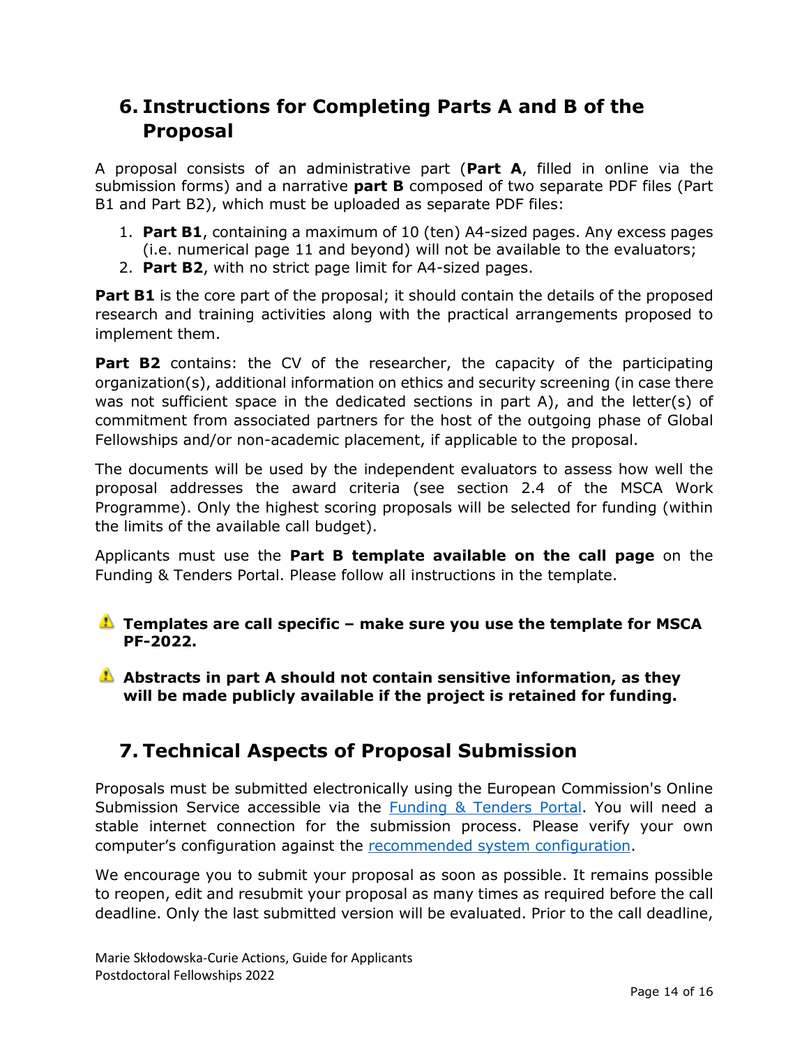# 6. Instructions for Completing Parts A and B of the Proposal

A proposal consists of an administrative part (**Part A**, filled in online via the submission forms) and a narrative **part B** composed of two separate PDF files (Part B1 and Part B2), which must be uploaded as separate PDF files:

1. **Part B1**, containing a maximum of 10 (ten) A4-sized pages. Any excess pages (i.e. numerical page 11 and beyond) will not be available to the evaluators;
2. **Part B2**, with no strict page limit for A4-sized pages.

**Part B1** is the core part of the proposal; it should contain the details of the proposed research and training activities along with the practical arrangements proposed to implement them.

**Part B2** contains: the CV of the researcher, the capacity of the participating organization(s), additional information on ethics and security screening (in case there was not sufficient space in the dedicated sections in part A), and the letter(s) of commitment from associated partners for the host of the outgoing phase of Global Fellowships and/or non-academic placement, if applicable to the proposal.

The documents will be used by the independent evaluators to assess how well the proposal addresses the award criteria (see section 2.4 of the MSCA Work Programme). Only the highest scoring proposals will be selected for funding (within the limits of the available call budget).

Applicants must use the **Part B template available on the call page** on the Funding & Tenders Portal. Please follow all instructions in the template.

⚠ **Templates are call specific – make sure you use the template for MSCA PF-2022.**

⚠ **Abstracts in part A should not contain sensitive information, as they will be made publicly available if the project is retained for funding.**

# 7. Technical Aspects of Proposal Submission

Proposals must be submitted electronically using the European Commission's Online Submission Service accessible via the Funding & Tenders Portal. You will need a stable internet connection for the submission process. Please verify your own computer's configuration against the recommended system configuration.

We encourage you to submit your proposal as soon as possible. It remains possible to reopen, edit and resubmit your proposal as many times as required before the call deadline. Only the last submitted version will be evaluated. Prior to the call deadline,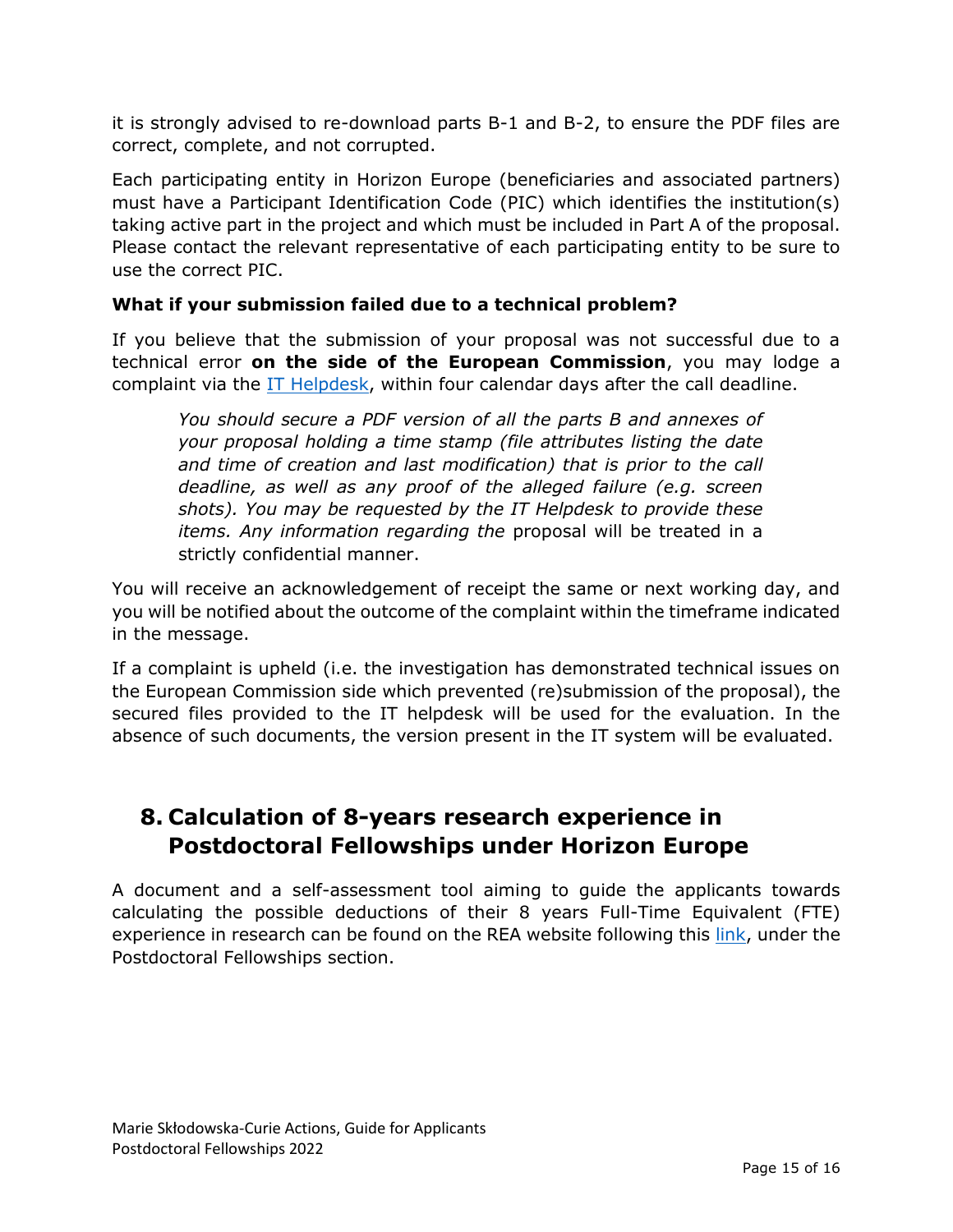it is strongly advised to re-download parts B-1 and B-2, to ensure the PDF files are correct, complete, and not corrupted.

Each participating entity in Horizon Europe (beneficiaries and associated partners) must have a Participant Identification Code (PIC) which identifies the institution(s) taking active part in the project and which must be included in Part A of the proposal. Please contact the relevant representative of each participating entity to be sure to use the correct PIC.

**What if your submission failed due to a technical problem?**

If you believe that the submission of your proposal was not successful due to a technical error **on the side of the European Commission**, you may lodge a complaint via the [IT Helpdesk](), within four calendar days after the call deadline.

> *You should secure a PDF version of all the parts B and annexes of your proposal holding a time stamp (file attributes listing the date and time of creation and last modification) that is prior to the call deadline, as well as any proof of the alleged failure (e.g. screen shots). You may be requested by the IT Helpdesk to provide these items. Any information regarding the* proposal will be treated in a strictly confidential manner.

You will receive an acknowledgement of receipt the same or next working day, and you will be notified about the outcome of the complaint within the timeframe indicated in the message.

If a complaint is upheld (i.e. the investigation has demonstrated technical issues on the European Commission side which prevented (re)submission of the proposal), the secured files provided to the IT helpdesk will be used for the evaluation. In the absence of such documents, the version present in the IT system will be evaluated.

## 8. Calculation of 8-years research experience in Postdoctoral Fellowships under Horizon Europe

A document and a self-assessment tool aiming to guide the applicants towards calculating the possible deductions of their 8 years Full-Time Equivalent (FTE) experience in research can be found on the REA website following this [link](), under the Postdoctoral Fellowships section.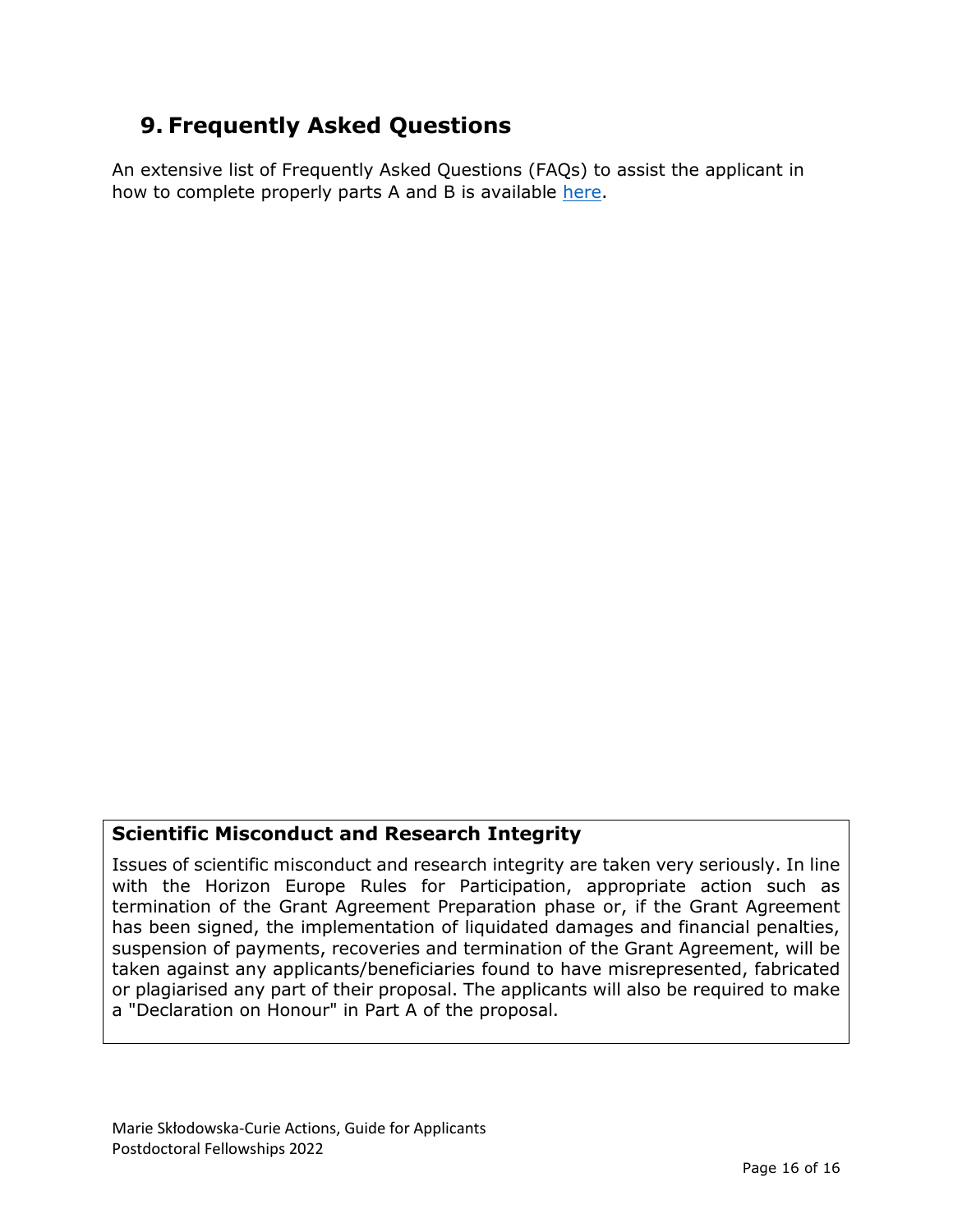## 9. Frequently Asked Questions

An extensive list of Frequently Asked Questions (FAQs) to assist the applicant in how to complete properly parts A and B is available here.

**Scientific Misconduct and Research Integrity**

Issues of scientific misconduct and research integrity are taken very seriously. In line with the Horizon Europe Rules for Participation, appropriate action such as termination of the Grant Agreement Preparation phase or, if the Grant Agreement has been signed, the implementation of liquidated damages and financial penalties, suspension of payments, recoveries and termination of the Grant Agreement, will be taken against any applicants/beneficiaries found to have misrepresented, fabricated or plagiarised any part of their proposal. The applicants will also be required to make a "Declaration on Honour" in Part A of the proposal.